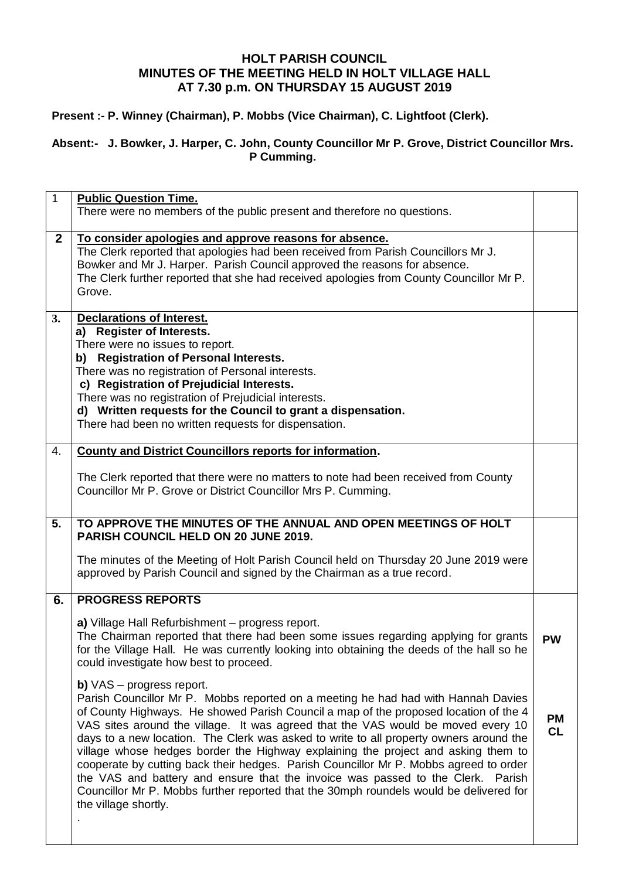# HOLT PARISH COUNCIL
## MINUTES OF THE MEETING HELD IN HOLT VILLAGE HALL AT 7.30 p.m. ON THURSDAY 15 AUGUST 2019

**Present :- P. Winney (Chairman), P. Mobbs (Vice Chairman), C. Lightfoot (Clerk).**

**Absent:- J. Bowker, J. Harper, C. John, County Councillor Mr P. Grove, District Councillor Mrs. P Cumming.**

| | | |
|---|---|---|
| 1 | **Public Question Time.**<br>There were no members of the public present and therefore no questions. | |
| **2** | **To consider apologies and approve reasons for absence.**<br>The Clerk reported that apologies had been received from Parish Councillors Mr J. Bowker and Mr J. Harper. Parish Council approved the reasons for absence.<br>The Clerk further reported that she had received apologies from County Councillor Mr P. Grove. | |
| **3.** | **Declarations of Interest.**<br>**a) Register of Interests.**<br>There were no issues to report.<br>**b) Registration of Personal Interests.**<br>There was no registration of Personal interests.<br>**c) Registration of Prejudicial Interests.**<br>There was no registration of Prejudicial interests.<br>**d) Written requests for the Council to grant a dispensation.**<br>There had been no written requests for dispensation. | |
| 4. | **County and District Councillors reports for information.**<br><br>The Clerk reported that there were no matters to note had been received from County Councillor Mr P. Grove or District Councillor Mrs P. Cumming. | |
| **5.** | **TO APPROVE THE MINUTES OF THE ANNUAL AND OPEN MEETINGS OF HOLT PARISH COUNCIL HELD ON 20 JUNE 2019.**<br><br>The minutes of the Meeting of Holt Parish Council held on Thursday 20 June 2019 were approved by Parish Council and signed by the Chairman as a true record. | |
| **6.** | **PROGRESS REPORTS**<br><br>**a)** Village Hall Refurbishment – progress report.<br>The Chairman reported that there had been some issues regarding applying for grants for the Village Hall. He was currently looking into obtaining the deeds of the hall so he could investigate how best to proceed.<br><br>**b)** VAS – progress report.<br>Parish Councillor Mr P. Mobbs reported on a meeting he had had with Hannah Davies of County Highways. He showed Parish Council a map of the proposed location of the 4 VAS sites around the village. It was agreed that the VAS would be moved every 10 days to a new location. The Clerk was asked to write to all property owners around the village whose hedges border the Highway explaining the project and asking them to cooperate by cutting back their hedges. Parish Councillor Mr P. Mobbs agreed to order the VAS and battery and ensure that the invoice was passed to the Clerk. Parish Councillor Mr P. Mobbs further reported that the 30mph roundels would be delivered for the village shortly.<br>. | **PW**<br><br><br>**PM**<br>**CL** |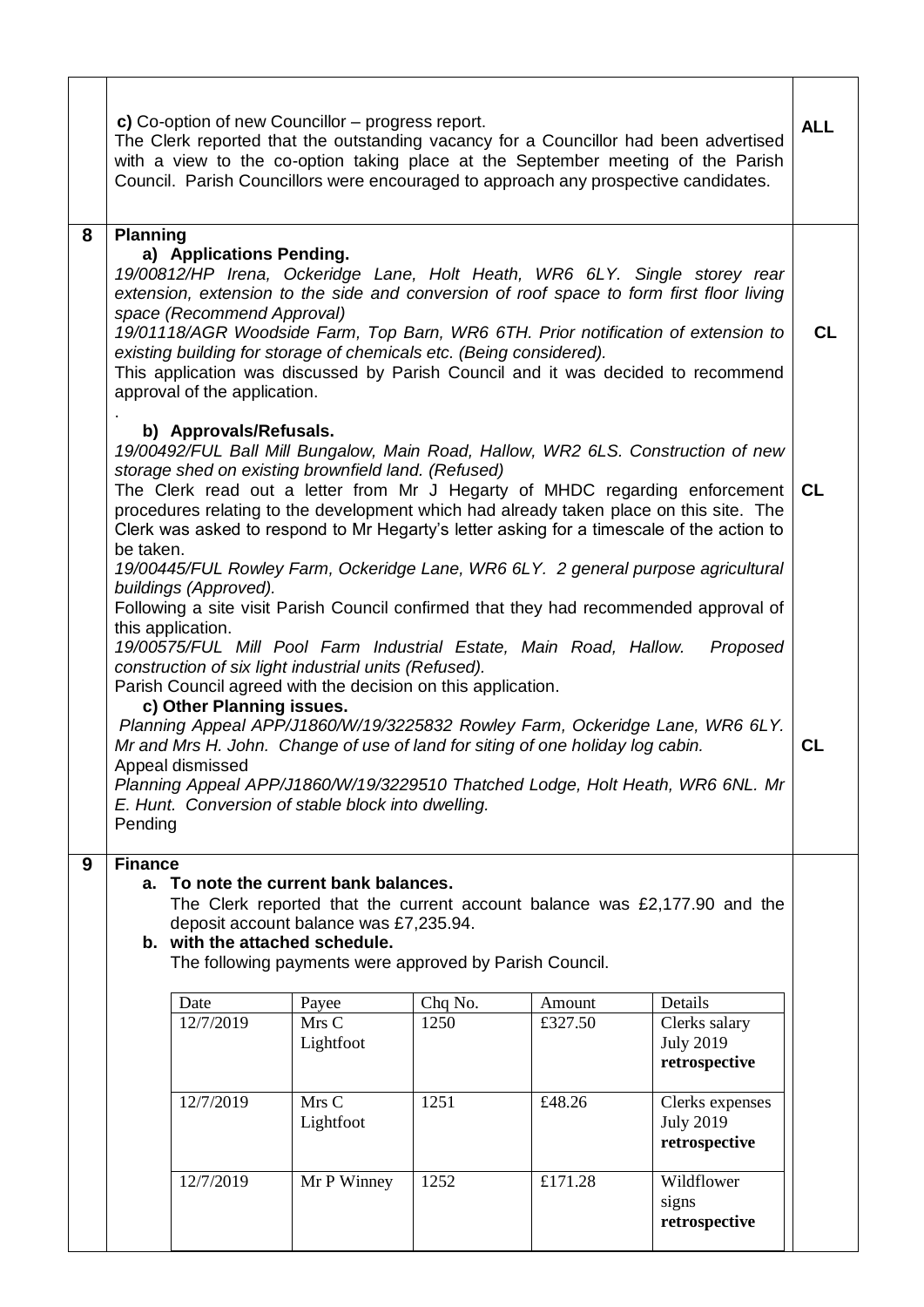**c)** Co-option of new Councillor – progress report.
The Clerk reported that the outstanding vacancy for a Councillor had been advertised with a view to the co-option taking place at the September meeting of the Parish Council. Parish Councillors were encouraged to approach any prospective candidates.

**ALL**

## 8 Planning

**a) Applications Pending.**

*19/00812/HP Irena, Ockeridge Lane, Holt Heath, WR6 6LY. Single storey rear extension, extension to the side and conversion of roof space to form first floor living space (Recommend Approval)*

*19/01118/AGR Woodside Farm, Top Barn, WR6 6TH. Prior notification of extension to existing building for storage of chemicals etc. (Being considered).*

This application was discussed by Parish Council and it was decided to recommend approval of the application.

**CL**

**b) Approvals/Refusals.**

*19/00492/FUL Ball Mill Bungalow, Main Road, Hallow, WR2 6LS. Construction of new storage shed on existing brownfield land. (Refused)*

The Clerk read out a letter from Mr J Hegarty of MHDC regarding enforcement procedures relating to the development which had already taken place on this site. The Clerk was asked to respond to Mr Hegarty's letter asking for a timescale of the action to be taken.

**CL**

*19/00445/FUL Rowley Farm, Ockeridge Lane, WR6 6LY. 2 general purpose agricultural buildings (Approved).*

Following a site visit Parish Council confirmed that they had recommended approval of this application.

*19/00575/FUL Mill Pool Farm Industrial Estate, Main Road, Hallow. Proposed construction of six light industrial units (Refused).*

Parish Council agreed with the decision on this application.

**c) Other Planning issues.**

*Planning Appeal APP/J1860/W/19/3225832 Rowley Farm, Ockeridge Lane, WR6 6LY. Mr and Mrs H. John. Change of use of land for siting of one holiday log cabin.*

Appeal dismissed

**CL**

*Planning Appeal APP/J1860/W/19/3229510 Thatched Lodge, Holt Heath, WR6 6NL. Mr E. Hunt. Conversion of stable block into dwelling.*

Pending

## 9 Finance

**a. To note the current bank balances.**

The Clerk reported that the current account balance was £2,177.90 and the deposit account balance was £7,235.94.

**b. with the attached schedule.**

The following payments were approved by Parish Council.

| Date | Payee | Chq No. | Amount | Details |
|---|---|---|---|---|
| 12/7/2019 | Mrs C Lightfoot | 1250 | £327.50 | Clerks salary July 2019 **retrospective** |
| 12/7/2019 | Mrs C Lightfoot | 1251 | £48.26 | Clerks expenses July 2019 **retrospective** |
| 12/7/2019 | Mr P Winney | 1252 | £171.28 | Wildflower signs **retrospective** |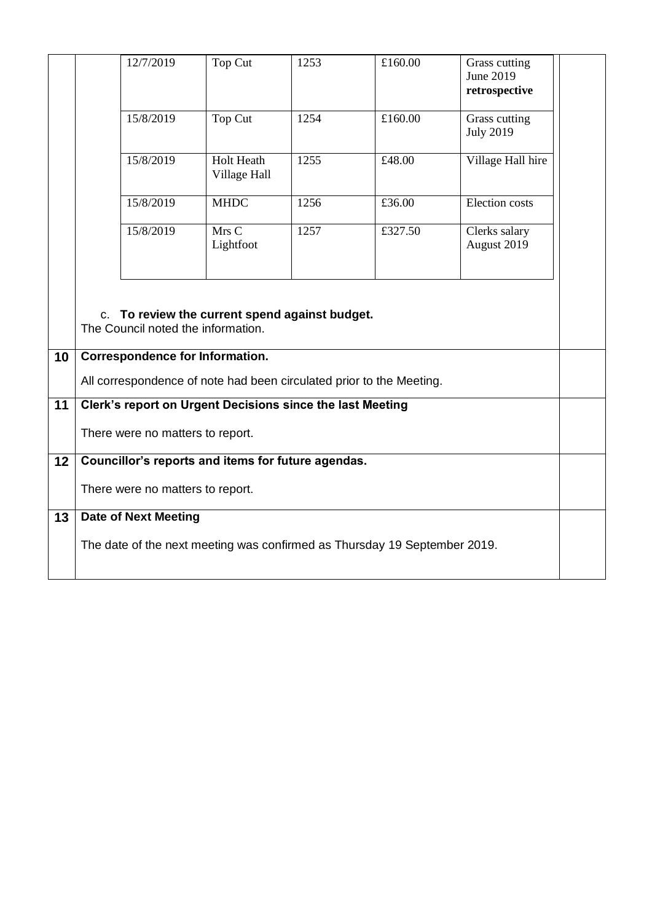| | | | | |
|---|---|---|---|---|
| 12/7/2019 | Top Cut | 1253 | £160.00 | Grass cutting June 2019 **retrospective** |
| 15/8/2019 | Top Cut | 1254 | £160.00 | Grass cutting July 2019 |
| 15/8/2019 | Holt Heath Village Hall | 1255 | £48.00 | Village Hall hire |
| 15/8/2019 | MHDC | 1256 | £36.00 | Election costs |
| 15/8/2019 | Mrs C Lightfoot | 1257 | £327.50 | Clerks salary August 2019 |

c. **To review the current spend against budget.**

The Council noted the information.

**10 Correspondence for Information.**

All correspondence of note had been circulated prior to the Meeting.

**11 Clerk's report on Urgent Decisions since the last Meeting**

There were no matters to report.

**12 Councillor's reports and items for future agendas.**

There were no matters to report.

**13 Date of Next Meeting**

The date of the next meeting was confirmed as Thursday 19 September 2019.